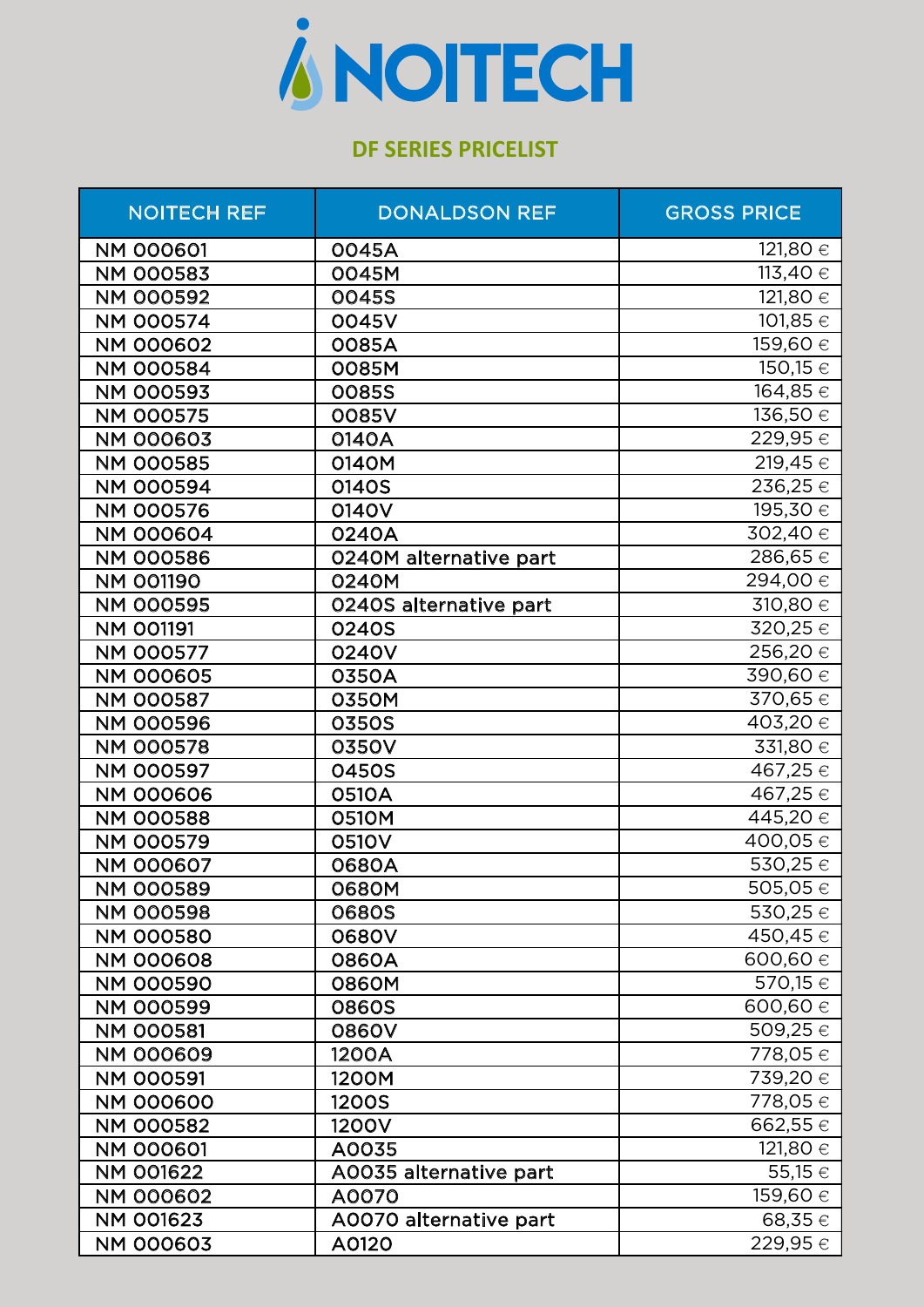# NOITECH

## DF SERIES PRICELIST

| NOITECH REF | DONALDSON REF | GROSS PRICE |
|---|---|---|
| NM 000601 | 0045A | 121,80 € |
| NM 000583 | 0045M | 113,40 € |
| NM 000592 | 0045S | 121,80 € |
| NM 000574 | 0045V | 101,85 € |
| NM 000602 | 0085A | 159,60 € |
| NM 000584 | 0085M | 150,15 € |
| NM 000593 | 0085S | 164,85 € |
| NM 000575 | 0085V | 136,50 € |
| NM 000603 | 0140A | 229,95 € |
| NM 000585 | 0140M | 219,45 € |
| NM 000594 | 0140S | 236,25 € |
| NM 000576 | 0140V | 195,30 € |
| NM 000604 | 0240A | 302,40 € |
| NM 000586 | 0240M alternative part | 286,65 € |
| NM 001190 | 0240M | 294,00 € |
| NM 000595 | 0240S alternative part | 310,80 € |
| NM 001191 | 0240S | 320,25 € |
| NM 000577 | 0240V | 256,20 € |
| NM 000605 | 0350A | 390,60 € |
| NM 000587 | 0350M | 370,65 € |
| NM 000596 | 0350S | 403,20 € |
| NM 000578 | 0350V | 331,80 € |
| NM 000597 | 0450S | 467,25 € |
| NM 000606 | 0510A | 467,25 € |
| NM 000588 | 0510M | 445,20 € |
| NM 000579 | 0510V | 400,05 € |
| NM 000607 | 0680A | 530,25 € |
| NM 000589 | 0680M | 505,05 € |
| NM 000598 | 0680S | 530,25 € |
| NM 000580 | 0680V | 450,45 € |
| NM 000608 | 0860A | 600,60 € |
| NM 000590 | 0860M | 570,15 € |
| NM 000599 | 0860S | 600,60 € |
| NM 000581 | 0860V | 509,25 € |
| NM 000609 | 1200A | 778,05 € |
| NM 000591 | 1200M | 739,20 € |
| NM 000600 | 1200S | 778,05 € |
| NM 000582 | 1200V | 662,55 € |
| NM 000601 | A0035 | 121,80 € |
| NM 001622 | A0035 alternative part | 55,15 € |
| NM 000602 | A0070 | 159,60 € |
| NM 001623 | A0070 alternative part | 68,35 € |
| NM 000603 | A0120 | 229,95 € |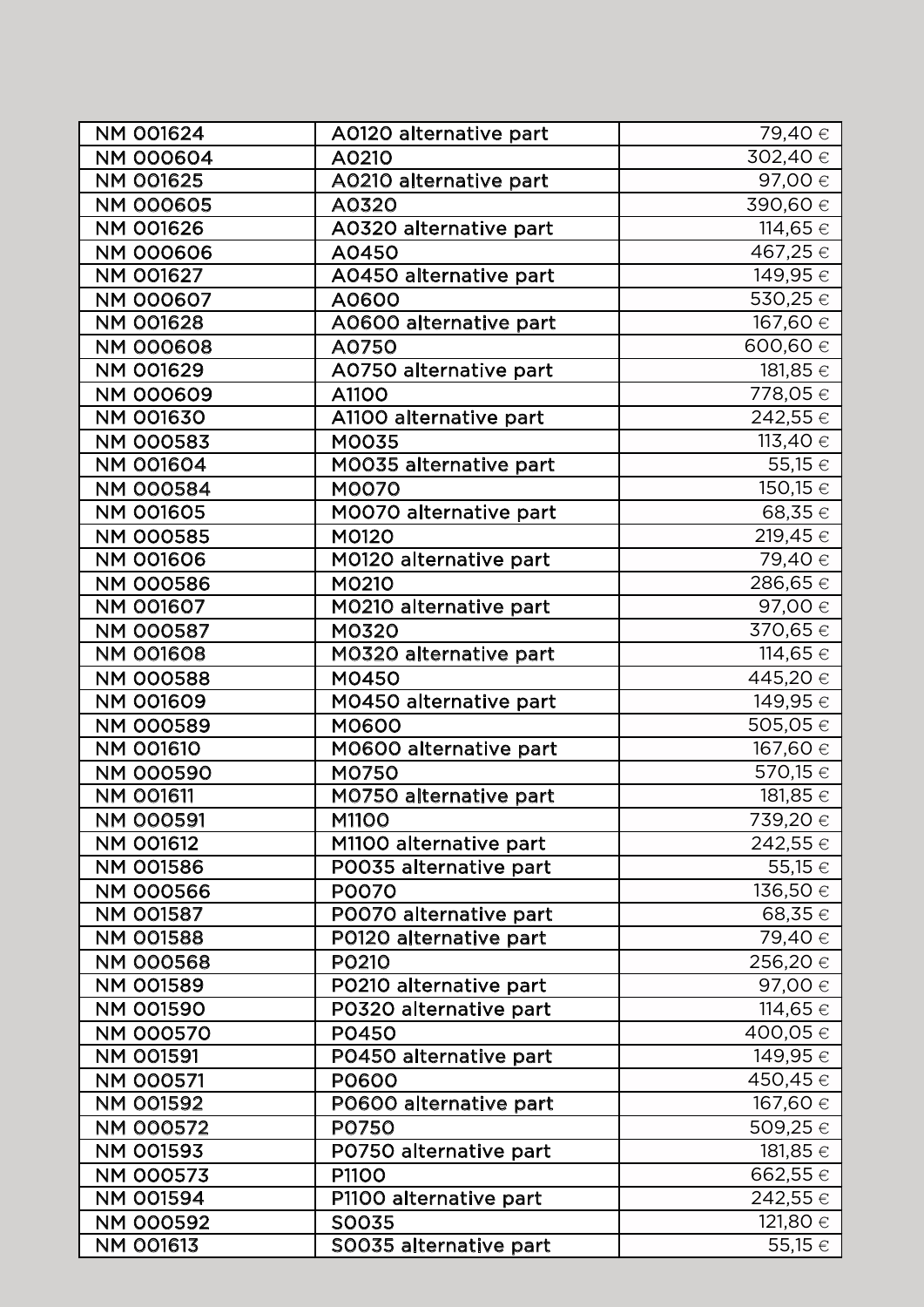| NM 001624 | A0120 alternative part | 79,40 € |
|---|---|---|
| NM 000604 | A0210 | 302,40 € |
| NM 001625 | A0210 alternative part | 97,00 € |
| NM 000605 | A0320 | 390,60 € |
| NM 001626 | A0320 alternative part | 114,65 € |
| NM 000606 | A0450 | 467,25 € |
| NM 001627 | A0450 alternative part | 149,95 € |
| NM 000607 | A0600 | 530,25 € |
| NM 001628 | A0600 alternative part | 167,60 € |
| NM 000608 | A0750 | 600,60 € |
| NM 001629 | A0750 alternative part | 181,85 € |
| NM 000609 | A1100 | 778,05 € |
| NM 001630 | A1100 alternative part | 242,55 € |
| NM 000583 | M0035 | 113,40 € |
| NM 001604 | M0035 alternative part | 55,15 € |
| NM 000584 | M0070 | 150,15 € |
| NM 001605 | M0070 alternative part | 68,35 € |
| NM 000585 | M0120 | 219,45 € |
| NM 001606 | M0120 alternative part | 79,40 € |
| NM 000586 | M0210 | 286,65 € |
| NM 001607 | M0210 alternative part | 97,00 € |
| NM 000587 | M0320 | 370,65 € |
| NM 001608 | M0320 alternative part | 114,65 € |
| NM 000588 | M0450 | 445,20 € |
| NM 001609 | M0450 alternative part | 149,95 € |
| NM 000589 | M0600 | 505,05 € |
| NM 001610 | M0600 alternative part | 167,60 € |
| NM 000590 | M0750 | 570,15 € |
| NM 001611 | M0750 alternative part | 181,85 € |
| NM 000591 | M1100 | 739,20 € |
| NM 001612 | M1100 alternative part | 242,55 € |
| NM 001586 | P0035 alternative part | 55,15 € |
| NM 000566 | P0070 | 136,50 € |
| NM 001587 | P0070 alternative part | 68,35 € |
| NM 001588 | P0120 alternative part | 79,40 € |
| NM 000568 | P0210 | 256,20 € |
| NM 001589 | P0210 alternative part | 97,00 € |
| NM 001590 | P0320 alternative part | 114,65 € |
| NM 000570 | P0450 | 400,05 € |
| NM 001591 | P0450 alternative part | 149,95 € |
| NM 000571 | P0600 | 450,45 € |
| NM 001592 | P0600 alternative part | 167,60 € |
| NM 000572 | P0750 | 509,25 € |
| NM 001593 | P0750 alternative part | 181,85 € |
| NM 000573 | P1100 | 662,55 € |
| NM 001594 | P1100 alternative part | 242,55 € |
| NM 000592 | S0035 | 121,80 € |
| NM 001613 | S0035 alternative part | 55,15 € |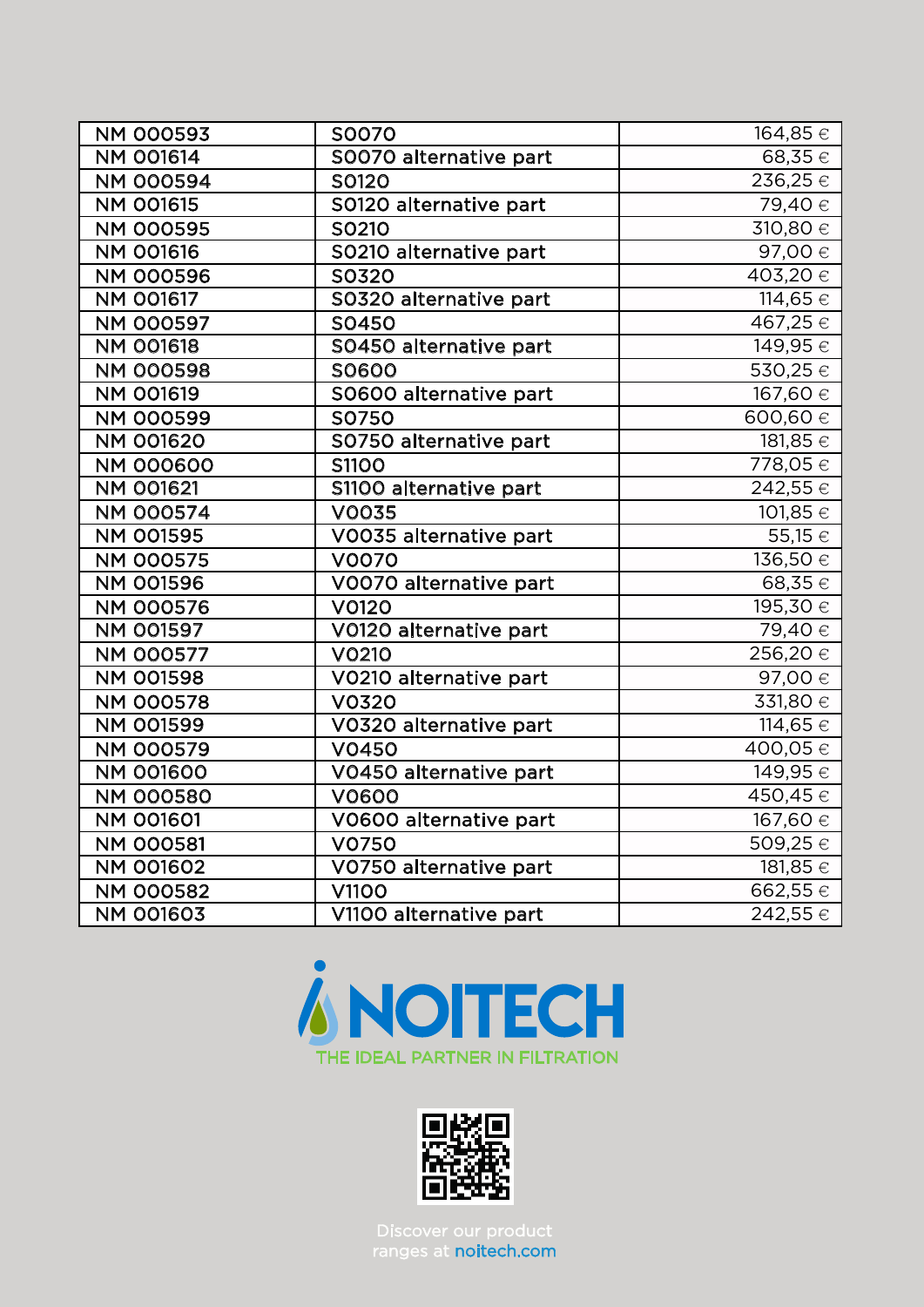| | | |
|---|---|---|
| NM 000593 | S0070 | 164,85 € |
| NM 001614 | S0070 alternative part | 68,35 € |
| NM 000594 | S0120 | 236,25 € |
| NM 001615 | S0120 alternative part | 79,40 € |
| NM 000595 | S0210 | 310,80 € |
| NM 001616 | S0210 alternative part | 97,00 € |
| NM 000596 | S0320 | 403,20 € |
| NM 001617 | S0320 alternative part | 114,65 € |
| NM 000597 | S0450 | 467,25 € |
| NM 001618 | S0450 alternative part | 149,95 € |
| NM 000598 | S0600 | 530,25 € |
| NM 001619 | S0600 alternative part | 167,60 € |
| NM 000599 | S0750 | 600,60 € |
| NM 001620 | S0750 alternative part | 181,85 € |
| NM 000600 | S1100 | 778,05 € |
| NM 001621 | S1100 alternative part | 242,55 € |
| NM 000574 | V0035 | 101,85 € |
| NM 001595 | V0035 alternative part | 55,15 € |
| NM 000575 | V0070 | 136,50 € |
| NM 001596 | V0070 alternative part | 68,35 € |
| NM 000576 | V0120 | 195,30 € |
| NM 001597 | V0120 alternative part | 79,40 € |
| NM 000577 | V0210 | 256,20 € |
| NM 001598 | V0210 alternative part | 97,00 € |
| NM 000578 | V0320 | 331,80 € |
| NM 001599 | V0320 alternative part | 114,65 € |
| NM 000579 | V0450 | 400,05 € |
| NM 001600 | V0450 alternative part | 149,95 € |
| NM 000580 | V0600 | 450,45 € |
| NM 001601 | V0600 alternative part | 167,60 € |
| NM 000581 | V0750 | 509,25 € |
| NM 001602 | V0750 alternative part | 181,85 € |
| NM 000582 | V1100 | 662,55 € |
| NM 001603 | V1100 alternative part | 242,55 € |

NOITECH

THE IDEAL PARTNER IN FILTRATION

Discover our product ranges at noitech.com